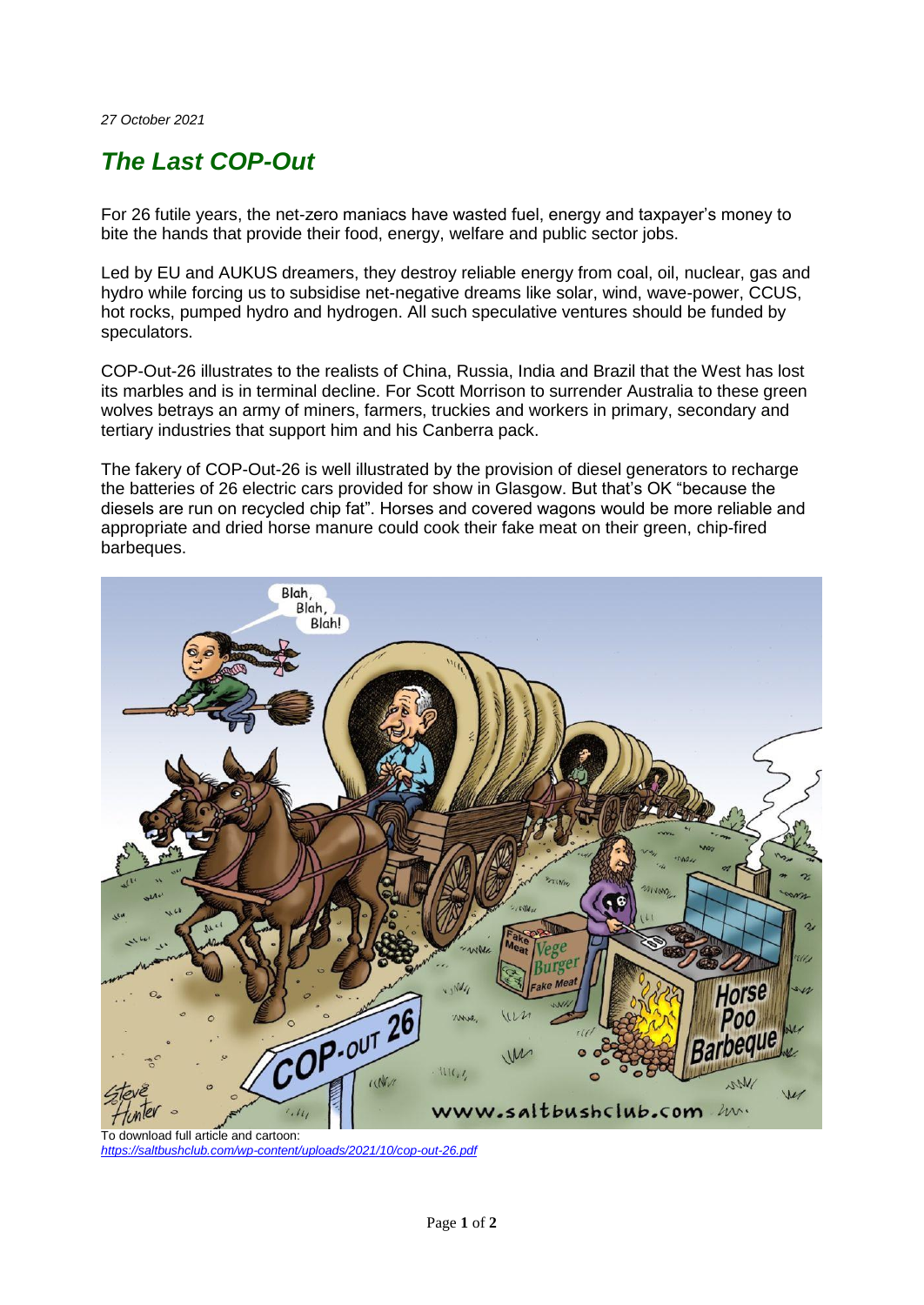*27 October 2021*

# *The Last COP-Out*

For 26 futile years, the net-zero maniacs have wasted fuel, energy and taxpayer's money to bite the hands that provide their food, energy, welfare and public sector jobs.

Led by EU and AUKUS dreamers, they destroy reliable energy from coal, oil, nuclear, gas and hydro while forcing us to subsidise net-negative dreams like solar, wind, wave-power, CCUS, hot rocks, pumped hydro and hydrogen. All such speculative ventures should be funded by speculators.

COP-Out-26 illustrates to the realists of China, Russia, India and Brazil that the West has lost its marbles and is in terminal decline. For Scott Morrison to surrender Australia to these green wolves betrays an army of miners, farmers, truckies and workers in primary, secondary and tertiary industries that support him and his Canberra pack.

The fakery of COP-Out-26 is well illustrated by the provision of diesel generators to recharge the batteries of 26 electric cars provided for show in Glasgow. But that's OK "because the diesels are run on recycled chip fat". Horses and covered wagons would be more reliable and appropriate and dried horse manure could cook their fake meat on their green, chip-fired barbeques.

To download full article and cartoon:
*https://saltbushclub.com/wp-content/uploads/2021/10/cop-out-26.pdf*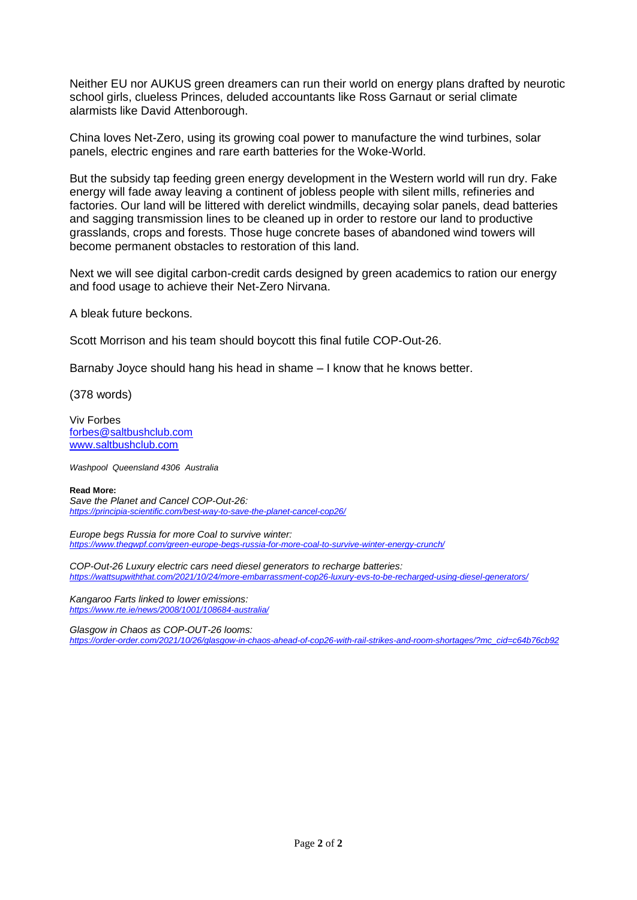Neither EU nor AUKUS green dreamers can run their world on energy plans drafted by neurotic school girls, clueless Princes, deluded accountants like Ross Garnaut or serial climate alarmists like David Attenborough.

China loves Net-Zero, using its growing coal power to manufacture the wind turbines, solar panels, electric engines and rare earth batteries for the Woke-World.

But the subsidy tap feeding green energy development in the Western world will run dry. Fake energy will fade away leaving a continent of jobless people with silent mills, refineries and factories. Our land will be littered with derelict windmills, decaying solar panels, dead batteries and sagging transmission lines to be cleaned up in order to restore our land to productive grasslands, crops and forests. Those huge concrete bases of abandoned wind towers will become permanent obstacles to restoration of this land.

Next we will see digital carbon-credit cards designed by green academics to ration our energy and food usage to achieve their Net-Zero Nirvana.

A bleak future beckons.

Scott Morrison and his team should boycott this final futile COP-Out-26.

Barnaby Joyce should hang his head in shame – I know that he knows better.

(378 words)

Viv Forbes
forbes@saltbushclub.com
www.saltbushclub.com

*Washpool Queensland 4306 Australia*

**Read More:**
*Save the Planet and Cancel COP-Out-26:*
*https://principia-scientific.com/best-way-to-save-the-planet-cancel-cop26/*

*Europe begs Russia for more Coal to survive winter:*
*https://www.thegwpf.com/green-europe-begs-russia-for-more-coal-to-survive-winter-energy-crunch/*

*COP-Out-26 Luxury electric cars need diesel generators to recharge batteries:*
*https://wattsupwiththat.com/2021/10/24/more-embarrassment-cop26-luxury-evs-to-be-recharged-using-diesel-generators/*

*Kangaroo Farts linked to lower emissions:*
*https://www.rte.ie/news/2008/1001/108684-australia/*

*Glasgow in Chaos as COP-OUT-26 looms:*
*https://order-order.com/2021/10/26/glasgow-in-chaos-ahead-of-cop26-with-rail-strikes-and-room-shortages/?mc_cid=c64b76cb92*